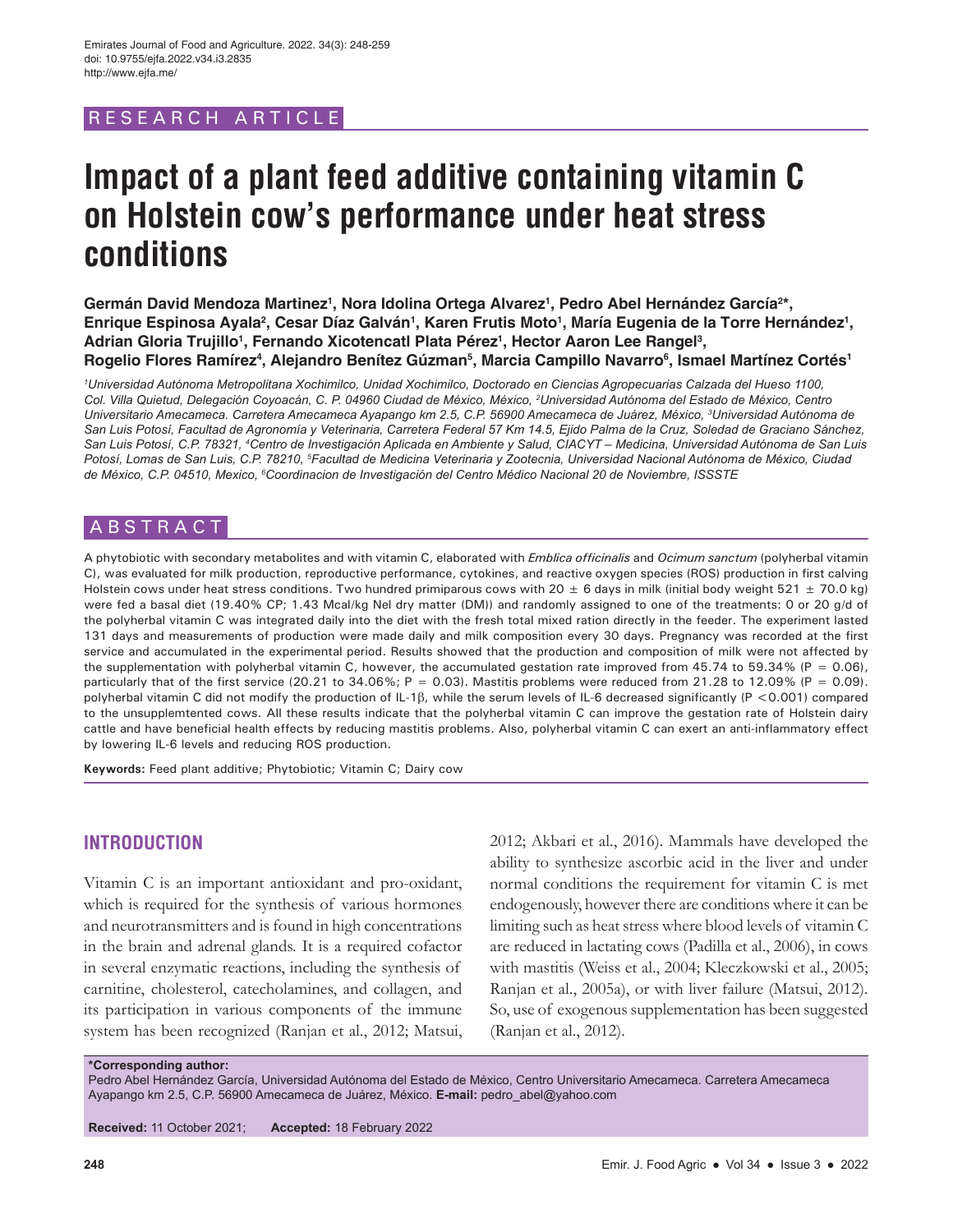RESEARCH ARTICLE

# Impact of a plant feed additive containing vitamin C on Holstein cow's performance under heat stress conditions

**Germán David Mendoza Martinez[1], Nora Idolina Ortega Alvarez[1], Pedro Abel Hernández García[2]*, Enrique Espinosa Ayala[2], Cesar Díaz Galván[1], Karen Frutis Moto[1], María Eugenia de la Torre Hernández[1], Adrian Gloria Trujillo[1], Fernando Xicotencatl Plata Pérez[1], Hector Aaron Lee Rangel[3], Rogelio Flores Ramírez[4], Alejandro Benítez Gúzman[5], Marcia Campillo Navarro[6], Ismael Martínez Cortés[1]**

*[1]Universidad Autónoma Metropolitana Xochimilco, Unidad Xochimilco, Doctorado en Ciencias Agropecuarias Calzada del Hueso 1100, Col. Villa Quietud, Delegación Coyoacán, C. P. 04960 Ciudad de México, México, [2]Universidad Autónoma del Estado de México, Centro Universitario Amecameca. Carretera Amecameca Ayapango km 2.5, C.P. 56900 Amecameca de Juárez, México, [3]Universidad Autónoma de San Luis Potosí, Facultad de Agronomía y Veterinaria, Carretera Federal 57 Km 14.5, Ejido Palma de la Cruz, Soledad de Graciano Sánchez, San Luis Potosí, C.P. 78321, [4]Centro de Investigación Aplicada en Ambiente y Salud, CIACYT – Medicina, Universidad Autónoma de San Luis Potosí, Lomas de San Luis, C.P. 78210, [5]Facultad de Medicina Veterinaria y Zootecnia, Universidad Nacional Autónoma de México, Ciudad de México, C.P. 04510, Mexico, [6]Coordinacion de Investigación del Centro Médico Nacional 20 de Noviembre, ISSSTE*

## ABSTRACT

A phytobiotic with secondary metabolites and with vitamin C, elaborated with *Emblica officinalis* and *Ocimum sanctum* (polyherbal vitamin C), was evaluated for milk production, reproductive performance, cytokines, and reactive oxygen species (ROS) production in first calving Holstein cows under heat stress conditions. Two hundred primiparous cows with 20 ± 6 days in milk (initial body weight 521 ± 70.0 kg) were fed a basal diet (19.40% CP; 1.43 Mcal/kg Nel dry matter (DM)) and randomly assigned to one of the treatments: 0 or 20 g/d of the polyherbal vitamin C was integrated daily into the diet with the fresh total mixed ration directly in the feeder. The experiment lasted 131 days and measurements of production were made daily and milk composition every 30 days. Pregnancy was recorded at the first service and accumulated in the experimental period. Results showed that the production and composition of milk were not affected by the supplementation with polyherbal vitamin C, however, the accumulated gestation rate improved from 45.74 to 59.34% ($P = 0.06$), particularly that of the first service (20.21 to 34.06%; $P = 0.03$). Mastitis problems were reduced from 21.28 to 12.09% ($P = 0.09$). polyherbal vitamin C did not modify the production of IL-1β, while the serum levels of IL-6 decreased significantly ($P < 0.001$) compared to the unsupplemtented cows. All these results indicate that the polyherbal vitamin C can improve the gestation rate of Holstein dairy cattle and have beneficial health effects by reducing mastitis problems. Also, polyherbal vitamin C can exert an anti-inflammatory effect by lowering IL-6 levels and reducing ROS production.

**Keywords:** Feed plant additive; Phytobiotic; Vitamin C; Dairy cow

## INTRODUCTION

Vitamin C is an important antioxidant and pro-oxidant, which is required for the synthesis of various hormones and neurotransmitters and is found in high concentrations in the brain and adrenal glands. It is a required cofactor in several enzymatic reactions, including the synthesis of carnitine, cholesterol, catecholamines, and collagen, and its participation in various components of the immune system has been recognized (Ranjan et al., 2012; Matsui, 2012; Akbari et al., 2016). Mammals have developed the ability to synthesize ascorbic acid in the liver and under normal conditions the requirement for vitamin C is met endogenously, however there are conditions where it can be limiting such as heat stress where blood levels of vitamin C are reduced in lactating cows (Padilla et al., 2006), in cows with mastitis (Weiss et al., 2004; Kleczkowski et al., 2005; Ranjan et al., 2005a), or with liver failure (Matsui, 2012). So, use of exogenous supplementation has been suggested (Ranjan et al., 2012).

**\*Corresponding author:**
Pedro Abel Hernández García, Universidad Autónoma del Estado de México, Centro Universitario Amecameca. Carretera Amecameca Ayapango km 2.5, C.P. 56900 Amecameca de Juárez, México. **E-mail:** pedro_abel@yahoo.com

**Received:** 11 October 2021; **Accepted:** 18 February 2022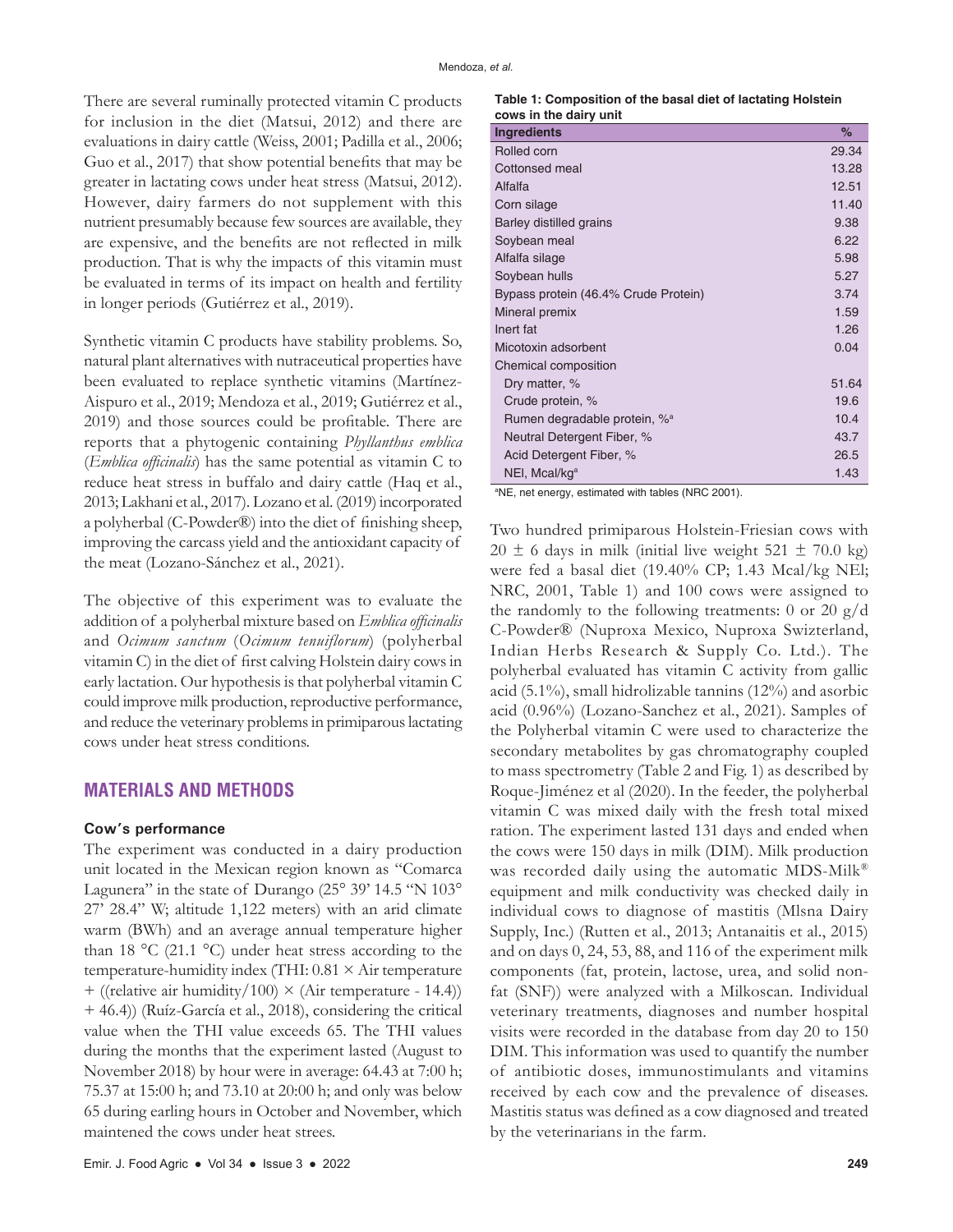There are several ruminally protected vitamin C products for inclusion in the diet (Matsui, 2012) and there are evaluations in dairy cattle (Weiss, 2001; Padilla et al., 2006; Guo et al., 2017) that show potential benefits that may be greater in lactating cows under heat stress (Matsui, 2012). However, dairy farmers do not supplement with this nutrient presumably because few sources are available, they are expensive, and the benefits are not reflected in milk production. That is why the impacts of this vitamin must be evaluated in terms of its impact on health and fertility in longer periods (Gutiérrez et al., 2019).

Synthetic vitamin C products have stability problems. So, natural plant alternatives with nutraceutical properties have been evaluated to replace synthetic vitamins (Martínez-Aispuro et al., 2019; Mendoza et al., 2019; Gutiérrez et al., 2019) and those sources could be profitable. There are reports that a phytogenic containing *Phyllanthus emblica* (*Emblica officinalis*) has the same potential as vitamin C to reduce heat stress in buffalo and dairy cattle (Haq et al., 2013; Lakhani et al., 2017). Lozano et al. (2019) incorporated a polyherbal (C-Powder®) into the diet of finishing sheep, improving the carcass yield and the antioxidant capacity of the meat (Lozano-Sánchez et al., 2021).

The objective of this experiment was to evaluate the addition of a polyherbal mixture based on *Emblica officinalis* and *Ocimum sanctum* (*Ocimum tenuiflorum*) (polyherbal vitamin C) in the diet of first calving Holstein dairy cows in early lactation. Our hypothesis is that polyherbal vitamin C could improve milk production, reproductive performance, and reduce the veterinary problems in primiparous lactating cows under heat stress conditions.

## MATERIALS AND METHODS

### Cow's performance

The experiment was conducted in a dairy production unit located in the Mexican region known as "Comarca Lagunera" in the state of Durango (25° 39' 14.5 "N 103° 27' 28.4" W; altitude 1,122 meters) with an arid climate warm (BWh) and an average annual temperature higher than 18 °C (21.1 °C) under heat stress according to the temperature-humidity index (THI: 0.81 × Air temperature + ((relative air humidity/100) × (Air temperature - 14.4)) + 46.4)) (Ruíz-García et al., 2018), considering the critical value when the THI value exceeds 65. The THI values during the months that the experiment lasted (August to November 2018) by hour were in average: 64.43 at 7:00 h; 75.37 at 15:00 h; and 73.10 at 20:00 h; and only was below 65 during earling hours in October and November, which maintened the cows under heat strees.

**Table 1: Composition of the basal diet of lactating Holstein cows in the dairy unit**

| Ingredients | % |
|---|---|
| Rolled corn | 29.34 |
| Cottonsed meal | 13.28 |
| Alfalfa | 12.51 |
| Corn silage | 11.40 |
| Barley distilled grains | 9.38 |
| Soybean meal | 6.22 |
| Alfalfa silage | 5.98 |
| Soybean hulls | 5.27 |
| Bypass protein (46.4% Crude Protein) | 3.74 |
| Mineral premix | 1.59 |
| Inert fat | 1.26 |
| Micotoxin adsorbent | 0.04 |
| Chemical composition | |
| Dry matter, % | 51.64 |
| Crude protein, % | 19.6 |
| Rumen degradable protein, %[a] | 10.4 |
| Neutral Detergent Fiber, % | 43.7 |
| Acid Detergent Fiber, % | 26.5 |
| NEl, Mcal/kg[a] | 1.43 |

[a]NE, net energy, estimated with tables (NRC 2001).

Two hundred primiparous Holstein-Friesian cows with 20 ± 6 days in milk (initial live weight 521 ± 70.0 kg) were fed a basal diet (19.40% CP; 1.43 Mcal/kg NEl; NRC, 2001, Table 1) and 100 cows were assigned to the randomly to the following treatments: 0 or 20 g/d C-Powder® (Nuproxa Mexico, Nuproxa Swizterland, Indian Herbs Research & Supply Co. Ltd.). The polyherbal evaluated has vitamin C activity from gallic acid (5.1%), small hidrolizable tannins (12%) and asorbic acid (0.96%) (Lozano-Sanchez et al., 2021). Samples of the Polyherbal vitamin C were used to characterize the secondary metabolites by gas chromatography coupled to mass spectrometry (Table 2 and Fig. 1) as described by Roque-Jiménez et al (2020). In the feeder, the polyherbal vitamin C was mixed daily with the fresh total mixed ration. The experiment lasted 131 days and ended when the cows were 150 days in milk (DIM). Milk production was recorded daily using the automatic MDS-Milk® equipment and milk conductivity was checked daily in individual cows to diagnose of mastitis (Mlsna Dairy Supply, Inc.) (Rutten et al., 2013; Antanaitis et al., 2015) and on days 0, 24, 53, 88, and 116 of the experiment milk components (fat, protein, lactose, urea, and solid non-fat (SNF)) were analyzed with a Milkoscan. Individual veterinary treatments, diagnoses and number hospital visits were recorded in the database from day 20 to 150 DIM. This information was used to quantify the number of antibiotic doses, immunostimulants and vitamins received by each cow and the prevalence of diseases. Mastitis status was defined as a cow diagnosed and treated by the veterinarians in the farm.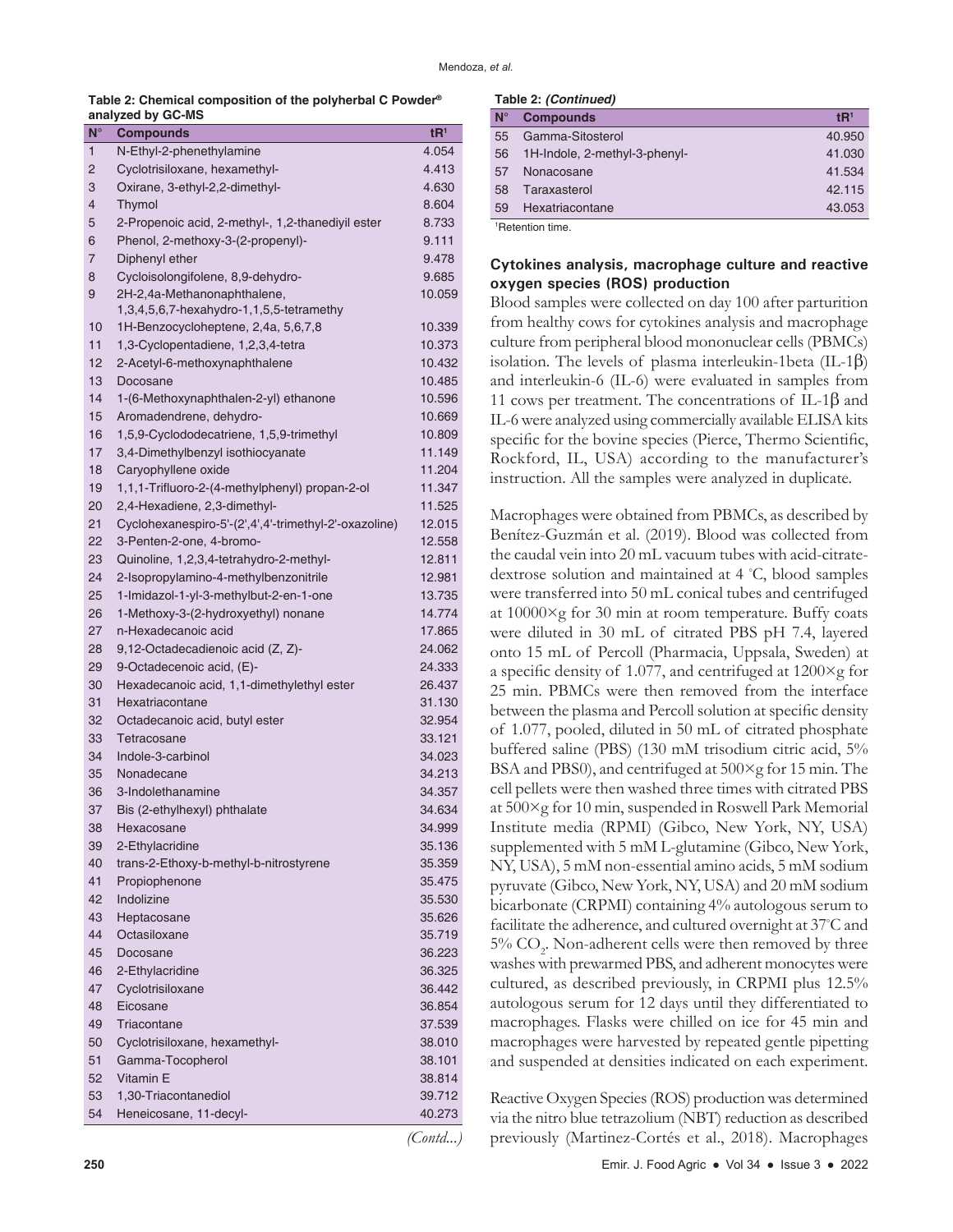**Table 2: Chemical composition of the polyherbal C Powder® analyzed by GC-MS**

| N° | Compounds | tR[1] |
|---|---|---|
| 1 | N-Ethyl-2-phenethylamine | 4.054 |
| 2 | Cyclotrisiloxane, hexamethyl- | 4.413 |
| 3 | Oxirane, 3-ethyl-2,2-dimethyl- | 4.630 |
| 4 | Thymol | 8.604 |
| 5 | 2-Propenoic acid, 2-methyl-, 1,2-thanediyil ester | 8.733 |
| 6 | Phenol, 2-methoxy-3-(2-propenyl)- | 9.111 |
| 7 | Diphenyl ether | 9.478 |
| 8 | Cycloisolongifolene, 8,9-dehydro- | 9.685 |
| 9 | 2H-2,4a-Methanonaphthalene, 1,3,4,5,6,7-hexahydro-1,1,5,5-tetramethy | 10.059 |
| 10 | 1H-Benzocycloheptene, 2,4a, 5,6,7,8 | 10.339 |
| 11 | 1,3-Cyclopentadiene, 1,2,3,4-tetra | 10.373 |
| 12 | 2-Acetyl-6-methoxynaphthalene | 10.432 |
| 13 | Docosane | 10.485 |
| 14 | 1-(6-Methoxynaphthalen-2-yl) ethanone | 10.596 |
| 15 | Aromadendrene, dehydro- | 10.669 |
| 16 | 1,5,9-Cyclododecatriene, 1,5,9-trimethyl | 10.809 |
| 17 | 3,4-Dimethylbenzyl isothiocyanate | 11.149 |
| 18 | Caryophyllene oxide | 11.204 |
| 19 | 1,1,1-Trifluoro-2-(4-methylphenyl) propan-2-ol | 11.347 |
| 20 | 2,4-Hexadiene, 2,3-dimethyl- | 11.525 |
| 21 | Cyclohexanespiro-5'-(2',4',4'-trimethyl-2'-oxazoline) | 12.015 |
| 22 | 3-Penten-2-one, 4-bromo- | 12.558 |
| 23 | Quinoline, 1,2,3,4-tetrahydro-2-methyl- | 12.811 |
| 24 | 2-Isopropylamino-4-methylbenzonitrile | 12.981 |
| 25 | 1-Imidazol-1-yl-3-methylbut-2-en-1-one | 13.735 |
| 26 | 1-Methoxy-3-(2-hydroxyethyl) nonane | 14.774 |
| 27 | n-Hexadecanoic acid | 17.865 |
| 28 | 9,12-Octadecadienoic acid (Z, Z)- | 24.062 |
| 29 | 9-Octadecenoic acid, (E)- | 24.333 |
| 30 | Hexadecanoic acid, 1,1-dimethylethyl ester | 26.437 |
| 31 | Hexatriacontane | 31.130 |
| 32 | Octadecanoic acid, butyl ester | 32.954 |
| 33 | Tetracosane | 33.121 |
| 34 | Indole-3-carbinol | 34.023 |
| 35 | Nonadecane | 34.213 |
| 36 | 3-Indolethanamine | 34.357 |
| 37 | Bis (2-ethylhexyl) phthalate | 34.634 |
| 38 | Hexacosane | 34.999 |
| 39 | 2-Ethylacridine | 35.136 |
| 40 | trans-2-Ethoxy-b-methyl-b-nitrostyrene | 35.359 |
| 41 | Propiophenone | 35.475 |
| 42 | Indolizine | 35.530 |
| 43 | Heptacosane | 35.626 |
| 44 | Octasiloxane | 35.719 |
| 45 | Docosane | 36.223 |
| 46 | 2-Ethylacridine | 36.325 |
| 47 | Cyclotrisiloxane | 36.442 |
| 48 | Eicosane | 36.854 |
| 49 | Triacontane | 37.539 |
| 50 | Cyclotrisiloxane, hexamethyl- | 38.010 |
| 51 | Gamma-Tocopherol | 38.101 |
| 52 | Vitamin E | 38.814 |
| 53 | 1,30-Triacontanediol | 39.712 |
| 54 | Heneicosane, 11-decyl- | 40.273 |
| 55 | Gamma-Sitosterol | 40.950 |
| 56 | 1H-Indole, 2-methyl-3-phenyl- | 41.030 |
| 57 | Nonacosane | 41.534 |
| 58 | Taraxasterol | 42.115 |
| 59 | Hexatriacontane | 43.053 |

[1]Retention time.

### Cytokines analysis, macrophage culture and reactive oxygen species (ROS) production

Blood samples were collected on day 100 after parturition from healthy cows for cytokines analysis and macrophage culture from peripheral blood mononuclear cells (PBMCs) isolation. The levels of plasma interleukin-1beta (IL-1β) and interleukin-6 (IL-6) were evaluated in samples from 11 cows per treatment. The concentrations of IL-1β and IL-6 were analyzed using commercially available ELISA kits specific for the bovine species (Pierce, Thermo Scientific, Rockford, IL, USA) according to the manufacturer's instruction. All the samples were analyzed in duplicate.

Macrophages were obtained from PBMCs, as described by Benítez-Guzmán et al. (2019). Blood was collected from the caudal vein into 20 mL vacuum tubes with acid-citrate-dextrose solution and maintained at 4 °C, blood samples were transferred into 50 mL conical tubes and centrifuged at 10000×g for 30 min at room temperature. Buffy coats were diluted in 30 mL of citrated PBS pH 7.4, layered onto 15 mL of Percoll (Pharmacia, Uppsala, Sweden) at a specific density of 1.077, and centrifuged at 1200×g for 25 min. PBMCs were then removed from the interface between the plasma and Percoll solution at specific density of 1.077, pooled, diluted in 50 mL of citrated phosphate buffered saline (PBS) (130 mM trisodium citric acid, 5% BSA and PBS0), and centrifuged at 500×g for 15 min. The cell pellets were then washed three times with citrated PBS at 500×g for 10 min, suspended in Roswell Park Memorial Institute media (RPMI) (Gibco, New York, NY, USA) supplemented with 5 mM L-glutamine (Gibco, New York, NY, USA), 5 mM non-essential amino acids, 5 mM sodium pyruvate (Gibco, New York, NY, USA) and 20 mM sodium bicarbonate (CRPMI) containing 4% autologous serum to facilitate the adherence, and cultured overnight at 37°C and 5% $CO_2$. Non-adherent cells were then removed by three washes with prewarmed PBS, and adherent monocytes were cultured, as described previously, in CRPMI plus 12.5% autologous serum for 12 days until they differentiated to macrophages. Flasks were chilled on ice for 45 min and macrophages were harvested by repeated gentle pipetting and suspended at densities indicated on each experiment.

Reactive Oxygen Species (ROS) production was determined via the nitro blue tetrazolium (NBT) reduction as described previously (Martinez-Cortés et al., 2018). Macrophages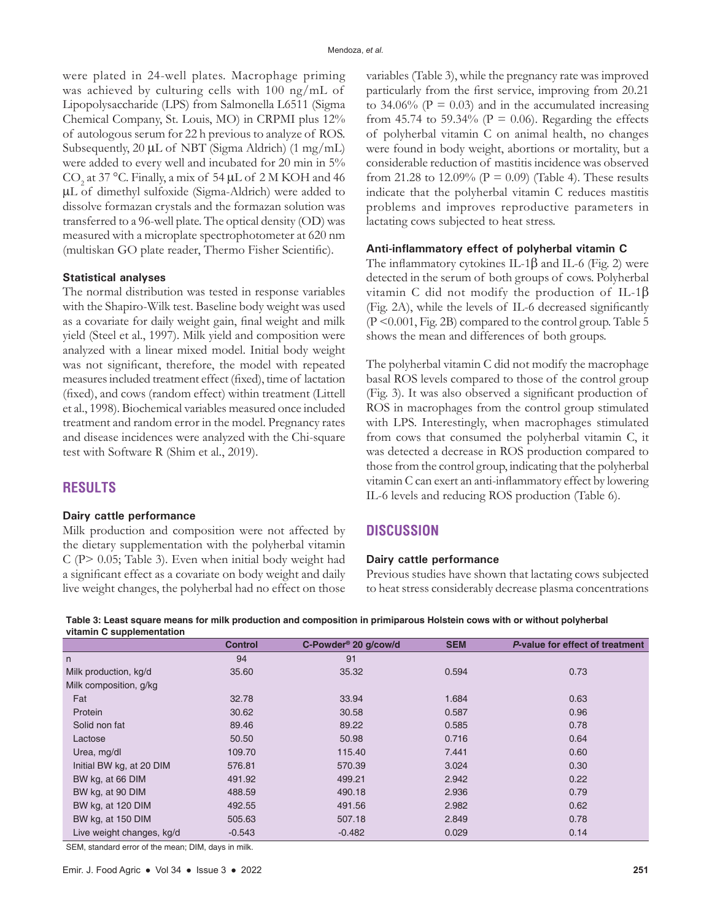were plated in 24-well plates. Macrophage priming was achieved by culturing cells with 100 ng/mL of Lipopolysaccharide (LPS) from Salmonella L6511 (Sigma Chemical Company, St. Louis, MO) in CRPMI plus 12% of autologous serum for 22 h previous to analyze of ROS. Subsequently, 20 μL of NBT (Sigma Aldrich) (1 mg/mL) were added to every well and incubated for 20 min in 5% $CO_2$ at 37 °C. Finally, a mix of 54 μL of 2 M KOH and 46 μL of dimethyl sulfoxide (Sigma-Aldrich) were added to dissolve formazan crystals and the formazan solution was transferred to a 96-well plate. The optical density (OD) was measured with a microplate spectrophotometer at 620 nm (multiskan GO plate reader, Thermo Fisher Scientific).

### Statistical analyses

The normal distribution was tested in response variables with the Shapiro-Wilk test. Baseline body weight was used as a covariate for daily weight gain, final weight and milk yield (Steel et al., 1997). Milk yield and composition were analyzed with a linear mixed model. Initial body weight was not significant, therefore, the model with repeated measures included treatment effect (fixed), time of lactation (fixed), and cows (random effect) within treatment (Littell et al., 1998). Biochemical variables measured once included treatment and random error in the model. Pregnancy rates and disease incidences were analyzed with the Chi-square test with Software R (Shim et al., 2019).

## RESULTS

### Dairy cattle performance

Milk production and composition were not affected by the dietary supplementation with the polyherbal vitamin C ($P > 0.05$; Table 3). Even when initial body weight had a significant effect as a covariate on body weight and daily live weight changes, the polyherbal had no effect on those variables (Table 3), while the pregnancy rate was improved particularly from the first service, improving from 20.21 to 34.06% ($P = 0.03$) and in the accumulated increasing from 45.74 to 59.34% ($P = 0.06$). Regarding the effects of polyherbal vitamin C on animal health, no changes were found in body weight, abortions or mortality, but a considerable reduction of mastitis incidence was observed from 21.28 to 12.09% ($P = 0.09$) (Table 4). These results indicate that the polyherbal vitamin C reduces mastitis problems and improves reproductive parameters in lactating cows subjected to heat stress.

### Anti-inflammatory effect of polyherbal vitamin C

The inflammatory cytokines IL-1β and IL-6 (Fig. 2) were detected in the serum of both groups of cows. Polyherbal vitamin C did not modify the production of IL-1β (Fig. 2A), while the levels of IL-6 decreased significantly ($P < 0.001$, Fig. 2B) compared to the control group. Table 5 shows the mean and differences of both groups.

The polyherbal vitamin C did not modify the macrophage basal ROS levels compared to those of the control group (Fig. 3). It was also observed a significant production of ROS in macrophages from the control group stimulated with LPS. Interestingly, when macrophages stimulated from cows that consumed the polyherbal vitamin C, it was detected a decrease in ROS production compared to those from the control group, indicating that the polyherbal vitamin C can exert an anti-inflammatory effect by lowering IL-6 levels and reducing ROS production (Table 6).

## DISCUSSION

### Dairy cattle performance

Previous studies have shown that lactating cows subjected to heat stress considerably decrease plasma concentrations

**Table 3: Least square means for milk production and composition in primiparous Holstein cows with or without polyherbal vitamin C supplementation**

| | Control | C-Powder® 20 g/cow/d | SEM | *P*-value for effect of treatment |
|---|---|---|---|---|
| n | 94 | 91 | | |
| Milk production, kg/d | 35.60 | 35.32 | 0.594 | 0.73 |
| Milk composition, g/kg | | | | |
| Fat | 32.78 | 33.94 | 1.684 | 0.63 |
| Protein | 30.62 | 30.58 | 0.587 | 0.96 |
| Solid non fat | 89.46 | 89.22 | 0.585 | 0.78 |
| Lactose | 50.50 | 50.98 | 0.716 | 0.64 |
| Urea, mg/dl | 109.70 | 115.40 | 7.441 | 0.60 |
| Initial BW kg, at 20 DIM | 576.81 | 570.39 | 3.024 | 0.30 |
| BW kg, at 66 DIM | 491.92 | 499.21 | 2.942 | 0.22 |
| BW kg, at 90 DIM | 488.59 | 490.18 | 2.936 | 0.79 |
| BW kg, at 120 DIM | 492.55 | 491.56 | 2.982 | 0.62 |
| BW kg, at 150 DIM | 505.63 | 507.18 | 2.849 | 0.78 |
| Live weight changes, kg/d | -0.543 | -0.482 | 0.029 | 0.14 |

SEM, standard error of the mean; DIM, days in milk.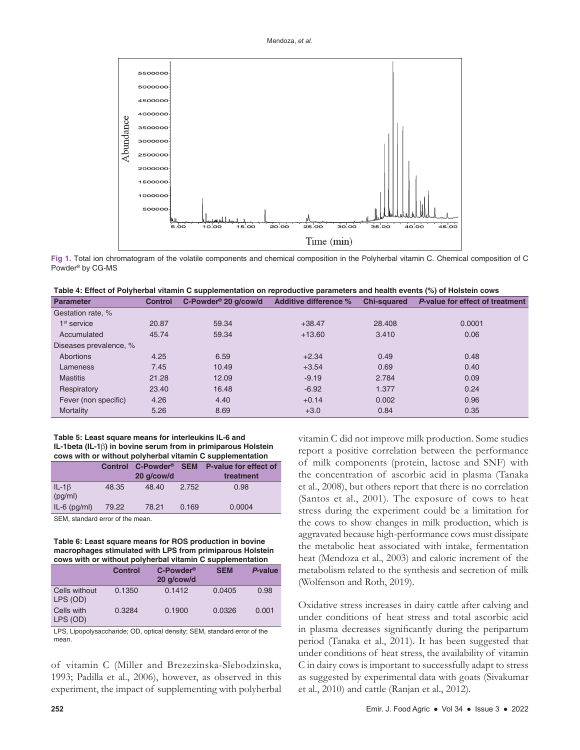Fig 1. Total ion chromatogram of the volatile components and chemical composition in the Polyherbal vitamin C. Chemical composition of C Powder® by CG-MS

**Table 4: Effect of Polyherbal vitamin C supplementation on reproductive parameters and health events (%) of Holstein cows**

| Parameter | Control | C-Powder® 20 g/cow/d | Additive difference % | Chi-squared | *P*-value for effect of treatment |
|---|---|---|---|---|---|
| Gestation rate, % | | | | | |
| 1st service | 20.87 | 59.34 | +38.47 | 28.408 | 0.0001 |
| Accumulated | 45.74 | 59.34 | +13.60 | 3.410 | 0.06 |
| Diseases prevalence, % | | | | | |
| Abortions | 4.25 | 6.59 | +2.34 | 0.49 | 0.48 |
| Lameness | 7.45 | 10.49 | +3.54 | 0.69 | 0.40 |
| Mastitis | 21.28 | 12.09 | -9.19 | 2.784 | 0.09 |
| Respiratory | 23.40 | 16.48 | -6.92 | 1.377 | 0.24 |
| Fever (non specific) | 4.26 | 4.40 | +0.14 | 0.002 | 0.96 |
| Mortality | 5.26 | 8.69 | +3.0 | 0.84 | 0.35 |

**Table 5: Least square means for interleukins IL-6 and IL-1beta (IL-1β) in bovine serum from in primiparous Holstein cows with or without polyherbal vitamin C supplementation**

| | Control | C-Powder® 20 g/cow/d | SEM | P-value for effect of treatment |
|---|---|---|---|---|
| IL-1β (pg/ml) | 48.35 | 48.40 | 2.752 | 0.98 |
| IL-6 (pg/ml) | 79.22 | 78.21 | 0.169 | 0.0004 |

SEM, standard error of the mean.

**Table 6: Least square means for ROS production in bovine macrophages stimulated with LPS from primiparous Holstein cows with or without polyherbal vitamin C supplementation**

| | Control | C-Powder® 20 g/cow/d | SEM | *P*-value |
|---|---|---|---|---|
| Cells without LPS (OD) | 0.1350 | 0.1412 | 0.0405 | 0.98 |
| Cells with LPS (OD) | 0.3284 | 0.1900 | 0.0326 | 0.001 |

LPS, Lipopolysaccharide; OD, optical density; SEM, standard error of the mean.

of vitamin C (Miller and Brezezinska-Slebodzinska, 1993; Padilla et al., 2006), however, as observed in this experiment, the impact of supplementing with polyherbal vitamin C did not improve milk production. Some studies report a positive correlation between the performance of milk components (protein, lactose and SNF) with the concentration of ascorbic acid in plasma (Tanaka et al., 2008), but others report that there is no correlation (Santos et al., 2001). The exposure of cows to heat stress during the experiment could be a limitation for the cows to show changes in milk production, which is aggravated because high-performance cows must dissipate the metabolic heat associated with intake, fermentation heat (Mendoza et al., 2003) and caloric increment of the metabolism related to the synthesis and secretion of milk (Wolfenson and Roth, 2019).

Oxidative stress increases in dairy cattle after calving and under conditions of heat stress and total ascorbic acid in plasma decreases significantly during the peripartum period (Tanaka et al., 2011). It has been suggested that under conditions of heat stress, the availability of vitamin C in dairy cows is important to successfully adapt to stress as suggested by experimental data with goats (Sivakumar et al., 2010) and cattle (Ranjan et al., 2012).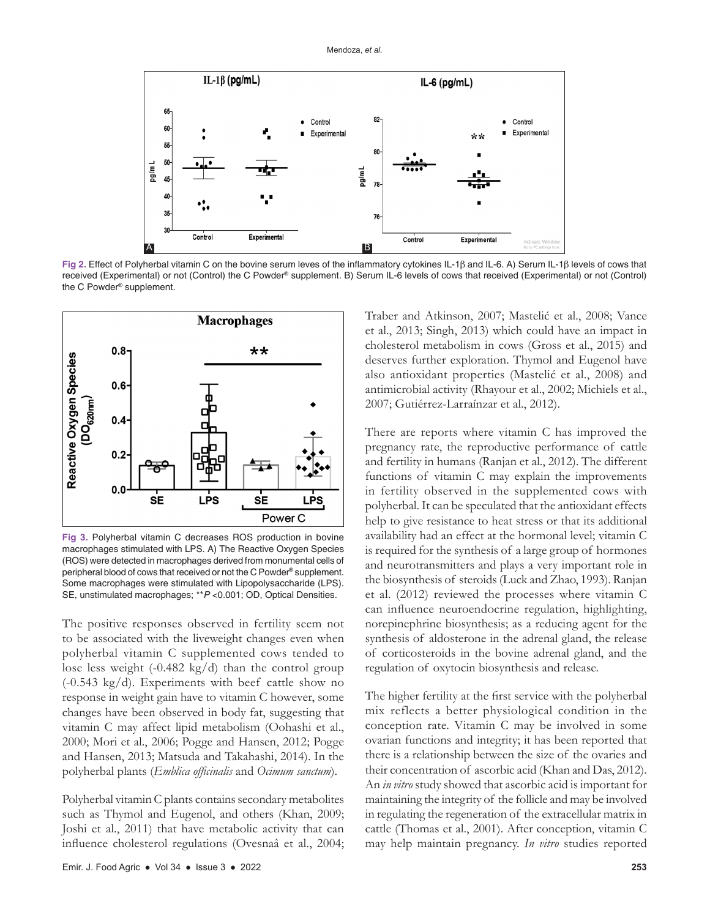Fig 2. Effect of Polyherbal vitamin C on the bovine serum leves of the inflammatory cytokines IL-1β and IL-6. A) Serum IL-1β levels of cows that received (Experimental) or not (Control) the C Powder® supplement. B) Serum IL-6 levels of cows that received (Experimental) or not (Control) the C Powder® supplement.

Fig 3. Polyherbal vitamin C decreases ROS production in bovine macrophages stimulated with LPS. A) The Reactive Oxygen Species (ROS) were detected in macrophages derived from monumental cells of peripheral blood of cows that received or not the C Powder® supplement. Some macrophages were stimulated with Lipopolysaccharide (LPS). SE, unstimulated macrophages; \*\**P* <0.001; OD, Optical Densities.

The positive responses observed in fertility seem not to be associated with the liveweight changes even when polyherbal vitamin C supplemented cows tended to lose less weight (-0.482 kg/d) than the control group (-0.543 kg/d). Experiments with beef cattle show no response in weight gain have to vitamin C however, some changes have been observed in body fat, suggesting that vitamin C may affect lipid metabolism (Oohashi et al., 2000; Mori et al., 2006; Pogge and Hansen, 2012; Pogge and Hansen, 2013; Matsuda and Takahashi, 2014). In the polyherbal plants (*Emblica officinalis* and *Ocimum sanctum*).

Polyherbal vitamin C plants contains secondary metabolites such as Thymol and Eugenol, and others (Khan, 2009; Joshi et al., 2011) that have metabolic activity that can influence cholesterol regulations (Ovesnaâ et al., 2004; Traber and Atkinson, 2007; Mastelić et al., 2008; Vance et al., 2013; Singh, 2013) which could have an impact in cholesterol metabolism in cows (Gross et al., 2015) and deserves further exploration. Thymol and Eugenol have also antioxidant properties (Mastelić et al., 2008) and antimicrobial activity (Rhayour et al., 2002; Michiels et al., 2007; Gutiérrez-Larraínzar et al., 2012).

There are reports where vitamin C has improved the pregnancy rate, the reproductive performance of cattle and fertility in humans (Ranjan et al., 2012). The different functions of vitamin C may explain the improvements in fertility observed in the supplemented cows with polyherbal. It can be speculated that the antioxidant effects help to give resistance to heat stress or that its additional availability had an effect at the hormonal level; vitamin C is required for the synthesis of a large group of hormones and neurotransmitters and plays a very important role in the biosynthesis of steroids (Luck and Zhao, 1993). Ranjan et al. (2012) reviewed the processes where vitamin C can influence neuroendocrine regulation, highlighting, norepinephrine biosynthesis; as a reducing agent for the synthesis of aldosterone in the adrenal gland, the release of corticosteroids in the bovine adrenal gland, and the regulation of oxytocin biosynthesis and release.

The higher fertility at the first service with the polyherbal mix reflects a better physiological condition in the conception rate. Vitamin C may be involved in some ovarian functions and integrity; it has been reported that there is a relationship between the size of the ovaries and their concentration of ascorbic acid (Khan and Das, 2012). An *in vitro* study showed that ascorbic acid is important for maintaining the integrity of the follicle and may be involved in regulating the regeneration of the extracellular matrix in cattle (Thomas et al., 2001). After conception, vitamin C may help maintain pregnancy. *In vitro* studies reported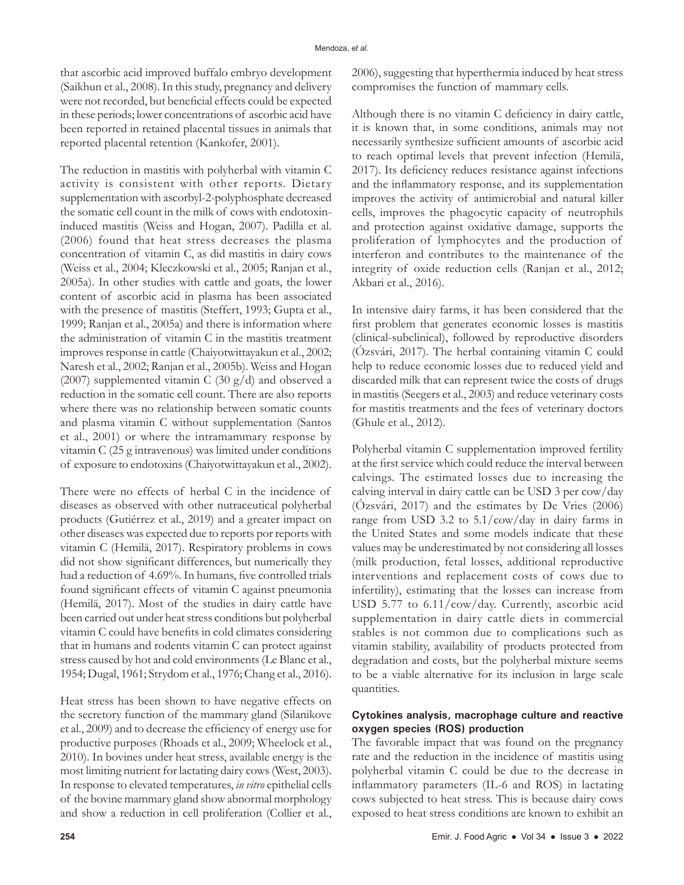that ascorbic acid improved buffalo embryo development (Saikhun et al., 2008). In this study, pregnancy and delivery were not recorded, but beneficial effects could be expected in these periods; lower concentrations of ascorbic acid have been reported in retained placental tissues in animals that reported placental retention (Kankofer, 2001).

The reduction in mastitis with polyherbal with vitamin C activity is consistent with other reports. Dietary supplementation with ascorbyl-2-polyphosphate decreased the somatic cell count in the milk of cows with endotoxin-induced mastitis (Weiss and Hogan, 2007). Padilla et al. (2006) found that heat stress decreases the plasma concentration of vitamin C, as did mastitis in dairy cows (Weiss et al., 2004; Kleczkowski et al., 2005; Ranjan et al., 2005a). In other studies with cattle and goats, the lower content of ascorbic acid in plasma has been associated with the presence of mastitis (Steffert, 1993; Gupta et al., 1999; Ranjan et al., 2005a) and there is information where the administration of vitamin C in the mastitis treatment improves response in cattle (Chaiyotwittayakun et al., 2002; Naresh et al., 2002; Ranjan et al., 2005b). Weiss and Hogan (2007) supplemented vitamin C (30 g/d) and observed a reduction in the somatic cell count. There are also reports where there was no relationship between somatic counts and plasma vitamin C without supplementation (Santos et al., 2001) or where the intramammary response by vitamin C (25 g intravenous) was limited under conditions of exposure to endotoxins (Chaiyotwittayakun et al., 2002).

There were no effects of herbal C in the incidence of diseases as observed with other nutraceutical polyherbal products (Gutiérrez et al., 2019) and a greater impact on other diseases was expected due to reports por reports with vitamin C (Hemilä, 2017). Respiratory problems in cows did not show significant differences, but numerically they had a reduction of 4.69%. In humans, five controlled trials found significant effects of vitamin C against pneumonia (Hemilä, 2017). Most of the studies in dairy cattle have been carried out under heat stress conditions but polyherbal vitamin C could have benefits in cold climates considering that in humans and rodents vitamin C can protect against stress caused by hot and cold environments (Le Blanc et al., 1954; Dugal, 1961; Strydom et al., 1976; Chang et al., 2016).

Heat stress has been shown to have negative effects on the secretory function of the mammary gland (Silanikove et al., 2009) and to decrease the efficiency of energy use for productive purposes (Rhoads et al., 2009; Wheelock et al., 2010). In bovines under heat stress, available energy is the most limiting nutrient for lactating dairy cows (West, 2003). In response to elevated temperatures, *in vitro* epithelial cells of the bovine mammary gland show abnormal morphology and show a reduction in cell proliferation (Collier et al., 2006), suggesting that hyperthermia induced by heat stress compromises the function of mammary cells.

Although there is no vitamin C deficiency in dairy cattle, it is known that, in some conditions, animals may not necessarily synthesize sufficient amounts of ascorbic acid to reach optimal levels that prevent infection (Hemilä, 2017). Its deficiency reduces resistance against infections and the inflammatory response, and its supplementation improves the activity of antimicrobial and natural killer cells, improves the phagocytic capacity of neutrophils and protection against oxidative damage, supports the proliferation of lymphocytes and the production of interferon and contributes to the maintenance of the integrity of oxide reduction cells (Ranjan et al., 2012; Akbari et al., 2016).

In intensive dairy farms, it has been considered that the first problem that generates economic losses is mastitis (clinical-subclinical), followed by reproductive disorders (Ózsvári, 2017). The herbal containing vitamin C could help to reduce economic losses due to reduced yield and discarded milk that can represent twice the costs of drugs in mastitis (Seegers et al., 2003) and reduce veterinary costs for mastitis treatments and the fees of veterinary doctors (Ghule et al., 2012).

Polyherbal vitamin C supplementation improved fertility at the first service which could reduce the interval between calvings. The estimated losses due to increasing the calving interval in dairy cattle can be USD 3 per cow/day (Ózsvári, 2017) and the estimates by De Vries (2006) range from USD 3.2 to 5.1/cow/day in dairy farms in the United States and some models indicate that these values may be underestimated by not considering all losses (milk production, fetal losses, additional reproductive interventions and replacement costs of cows due to infertility), estimating that the losses can increase from USD 5.77 to 6.11/cow/day. Currently, ascorbic acid supplementation in dairy cattle diets in commercial stables is not common due to complications such as vitamin stability, availability of products protected from degradation and costs, but the polyherbal mixture seems to be a viable alternative for its inclusion in large scale quantities.

### Cytokines analysis, macrophage culture and reactive oxygen species (ROS) production

The favorable impact that was found on the pregnancy rate and the reduction in the incidence of mastitis using polyherbal vitamin C could be due to the decrease in inflammatory parameters (IL-6 and ROS) in lactating cows subjected to heat stress. This is because dairy cows exposed to heat stress conditions are known to exhibit an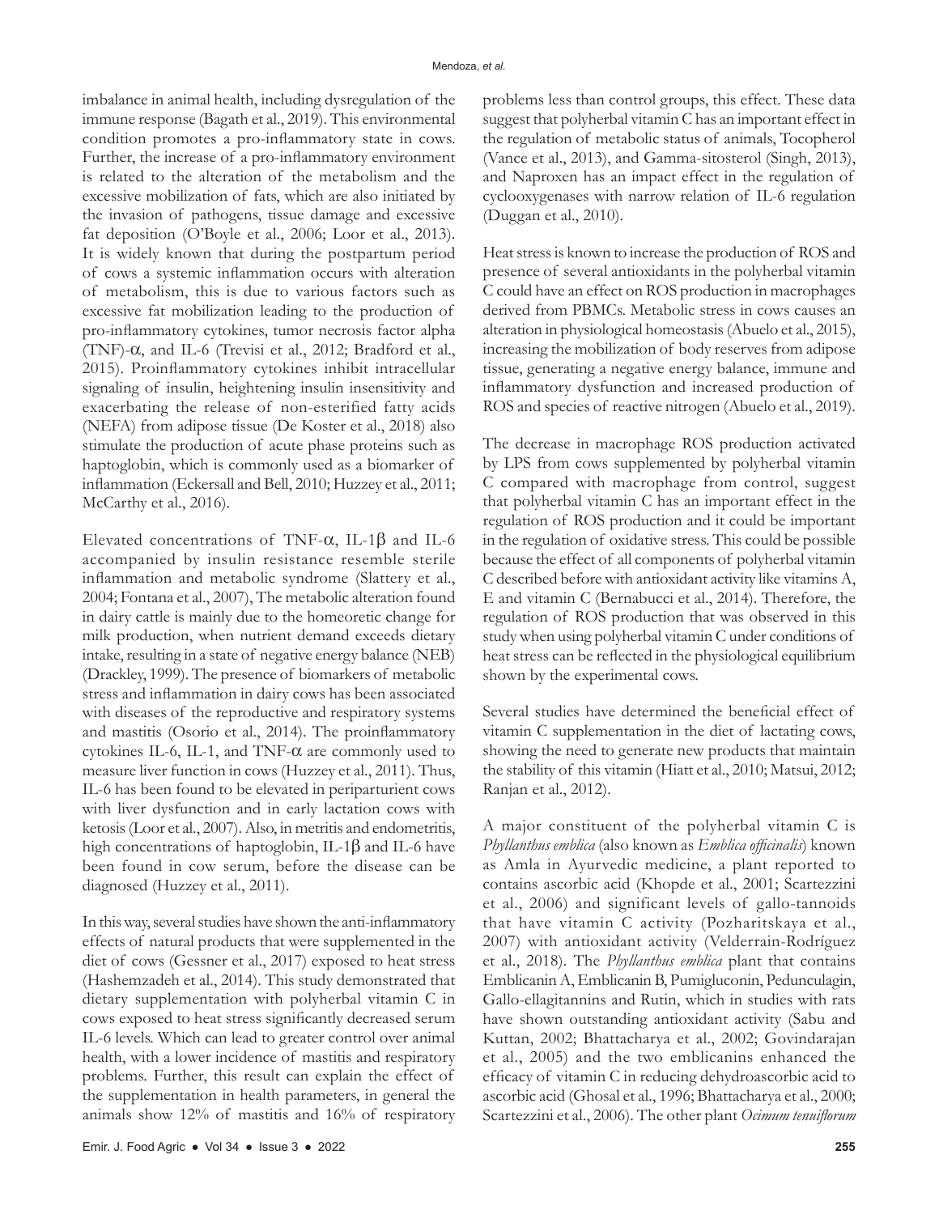imbalance in animal health, including dysregulation of the immune response (Bagath et al., 2019). This environmental condition promotes a pro-inflammatory state in cows. Further, the increase of a pro-inflammatory environment is related to the alteration of the metabolism and the excessive mobilization of fats, which are also initiated by the invasion of pathogens, tissue damage and excessive fat deposition (O'Boyle et al., 2006; Loor et al., 2013). It is widely known that during the postpartum period of cows a systemic inflammation occurs with alteration of metabolism, this is due to various factors such as excessive fat mobilization leading to the production of pro-inflammatory cytokines, tumor necrosis factor alpha (TNF)-α, and IL-6 (Trevisi et al., 2012; Bradford et al., 2015). Proinflammatory cytokines inhibit intracellular signaling of insulin, heightening insulin insensitivity and exacerbating the release of non-esterified fatty acids (NEFA) from adipose tissue (De Koster et al., 2018) also stimulate the production of acute phase proteins such as haptoglobin, which is commonly used as a biomarker of inflammation (Eckersall and Bell, 2010; Huzzey et al., 2011; McCarthy et al., 2016).

Elevated concentrations of TNF-α, IL-1β and IL-6 accompanied by insulin resistance resemble sterile inflammation and metabolic syndrome (Slattery et al., 2004; Fontana et al., 2007), The metabolic alteration found in dairy cattle is mainly due to the homeoretic change for milk production, when nutrient demand exceeds dietary intake, resulting in a state of negative energy balance (NEB) (Drackley, 1999). The presence of biomarkers of metabolic stress and inflammation in dairy cows has been associated with diseases of the reproductive and respiratory systems and mastitis (Osorio et al., 2014). The proinflammatory cytokines IL-6, IL-1, and TNF-α are commonly used to measure liver function in cows (Huzzey et al., 2011). Thus, IL-6 has been found to be elevated in periparturient cows with liver dysfunction and in early lactation cows with ketosis (Loor et al., 2007). Also, in metritis and endometritis, high concentrations of haptoglobin, IL-1β and IL-6 have been found in cow serum, before the disease can be diagnosed (Huzzey et al., 2011).

In this way, several studies have shown the anti-inflammatory effects of natural products that were supplemented in the diet of cows (Gessner et al., 2017) exposed to heat stress (Hashemzadeh et al., 2014). This study demonstrated that dietary supplementation with polyherbal vitamin C in cows exposed to heat stress significantly decreased serum IL-6 levels. Which can lead to greater control over animal health, with a lower incidence of mastitis and respiratory problems. Further, this result can explain the effect of the supplementation in health parameters, in general the animals show 12% of mastitis and 16% of respiratory problems less than control groups, this effect. These data suggest that polyherbal vitamin C has an important effect in the regulation of metabolic status of animals, Tocopherol (Vance et al., 2013), and Gamma-sitosterol (Singh, 2013), and Naproxen has an impact effect in the regulation of cyclooxygenases with narrow relation of IL-6 regulation (Duggan et al., 2010).

Heat stress is known to increase the production of ROS and presence of several antioxidants in the polyherbal vitamin C could have an effect on ROS production in macrophages derived from PBMCs. Metabolic stress in cows causes an alteration in physiological homeostasis (Abuelo et al., 2015), increasing the mobilization of body reserves from adipose tissue, generating a negative energy balance, immune and inflammatory dysfunction and increased production of ROS and species of reactive nitrogen (Abuelo et al., 2019).

The decrease in macrophage ROS production activated by LPS from cows supplemented by polyherbal vitamin C compared with macrophage from control, suggest that polyherbal vitamin C has an important effect in the regulation of ROS production and it could be important in the regulation of oxidative stress. This could be possible because the effect of all components of polyherbal vitamin C described before with antioxidant activity like vitamins A, E and vitamin C (Bernabucci et al., 2014). Therefore, the regulation of ROS production that was observed in this study when using polyherbal vitamin C under conditions of heat stress can be reflected in the physiological equilibrium shown by the experimental cows.

Several studies have determined the beneficial effect of vitamin C supplementation in the diet of lactating cows, showing the need to generate new products that maintain the stability of this vitamin (Hiatt et al., 2010; Matsui, 2012; Ranjan et al., 2012).

A major constituent of the polyherbal vitamin C is *Phyllanthus emblica* (also known as *Emblica officinalis*) known as Amla in Ayurvedic medicine, a plant reported to contains ascorbic acid (Khopde et al., 2001; Scartezzini et al., 2006) and significant levels of gallo-tannoids that have vitamin C activity (Pozharitskaya et al., 2007) with antioxidant activity (Velderrain-Rodríguez et al., 2018). The *Phyllanthus emblica* plant that contains Emblicanin A, Emblicanin B, Pumigluconin, Pedunculagin, Gallo-ellagitannins and Rutin, which in studies with rats have shown outstanding antioxidant activity (Sabu and Kuttan, 2002; Bhattacharya et al., 2002; Govindarajan et al., 2005) and the two emblicanins enhanced the efficacy of vitamin C in reducing dehydroascorbic acid to ascorbic acid (Ghosal et al., 1996; Bhattacharya et al., 2000; Scartezzini et al., 2006). The other plant *Ocimum tenuiflorum*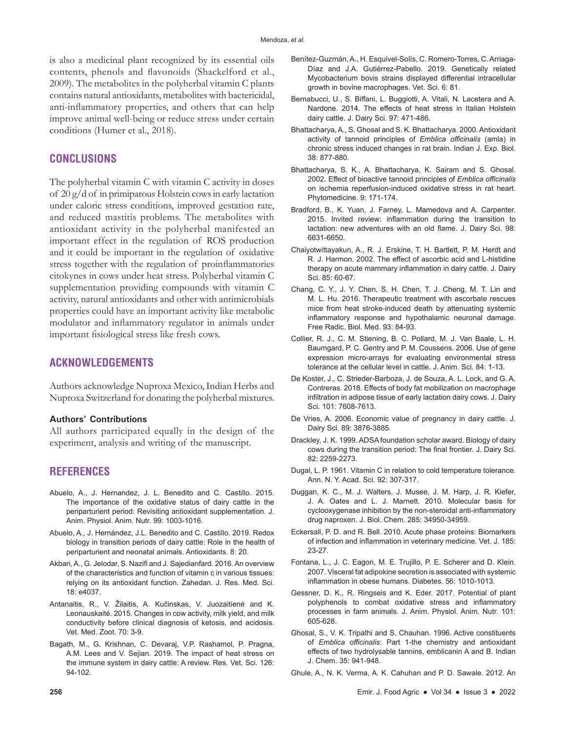is also a medicinal plant recognized by its essential oils contents, phenols and flavonoids (Shackelford et al., 2009). The metabolites in the polyherbal vitamin C plants contains natural antioxidants, metabolites with bactericidal, anti-inflammatory properties, and others that can help improve animal well-being or reduce stress under certain conditions (Humer et al., 2018).

## CONCLUSIONS

The polyherbal vitamin C with vitamin C activity in doses of 20 g/d of in primiparous Holstein cows in early lactation under caloric stress conditions, improved gestation rate, and reduced mastitis problems. The metabolites with antioxidant activity in the polyherbal manifested an important effect in the regulation of ROS production and it could be important in the regulation of oxidative stress together with the regulation of proinflammatories citokynes in cows under heat stress. Polyherbal vitamin C supplementation providing compounds with vitamin C activity, natural antioxidants and other with antimicrobials properties could have an important activity like metabolic modulator and inflammatory regulator in animals under important fisiological stress like fresh cows.

## ACKNOWLEDGEMENTS

Authors acknowledge Nuproxa Mexico, Indian Herbs and Nuproxa Switzerland for donating the polyherbal mixtures.

### Authors' Contributions

All authors participated equally in the design of the experiment, analysis and writing of the manuscript.

## REFERENCES

Abuelo, A., J. Hernandez, J. L. Benedito and C. Castillo. 2015. The importance of the oxidative status of dairy cattle in the periparturient period: Revisiting antioxidant supplementation. J. Anim. Physiol. Anim. Nutr. 99: 1003-1016.

Abuelo, A., J. Hernández, J.L. Benedito and C. Castillo. 2019. Redox biology in transition periods of dairy cattle: Role in the health of periparturient and neonatal animals. Antioxidants. 8: 20.

Akbari, A., G. Jelodar, S. Nazifi and J. Sajedianfard. 2016. An overview of the characteristics and function of vitamin c in various tissues: relying on its antioxidant function. Zahedan. J. Res. Med. Sci. 18: e4037.

Antanaitis, R., V. Žilaitis, A. Kučinskas, V. Juozaitienė and K. Leonauskaitė. 2015. Changes in cow activity, milk yield, and milk conductivity before clinical diagnosis of ketosis, and acidosis. Vet. Med. Zoot. 70: 3-9.

Bagath, M., G. Krishnan, C. Devaraj, V.P. Rashamol, P. Pragna, A.M. Lees and V. Sejian. 2019. The impact of heat stress on the immune system in dairy cattle: A review. Res. Vet. Sci. 126: 94-102.

Benítez-Guzmán, A., H. Esquivel-Solís, C. Romero-Torres, C. Arriaga-Díaz and J.A. Gutiérrez-Pabello. 2019. Genetically related Mycobacterium bovis strains displayed differential intracellular growth in bovine macrophages. Vet. Sci. 6: 81.

Bernabucci, U., S. Biffani, L. Buggiotti, A. Vitali, N. Lacetera and A. Nardone. 2014. The effects of heat stress in Italian Holstein dairy cattle. J. Dairy Sci. 97: 471-486.

Bhattacharya, A., S. Ghosal and S. K. Bhattacharya. 2000. Antioxidant activity of tannoid principles of *Emblica officinalis* (amla) in chronic stress induced changes in rat brain. Indian J. Exp. Biol. 38: 877-880.

Bhattacharya, S. K., A. Bhattacharya, K. Sairam and S. Ghosal. 2002. Effect of bioactive tannoid principles of *Emblica officinalis* on ischemia reperfusion-induced oxidative stress in rat heart. Phytomedicine. 9: 171-174.

Bradford, B., K. Yuan, J. Farney, L. Mamedova and A. Carpenter. 2015. Invited review: inflammation during the transition to lactation: new adventures with an old flame. J. Dairy Sci. 98: 6631-6650.

Chaiyotwittayakun, A., R. J. Erskine, T. H. Bartlett, P. M. Herdt and R. J. Harmon. 2002. The effect of ascorbic acid and L-histidine therapy on acute mammary inflammation in dairy cattle. J. Dairy Sci. 85: 60-67.

Chang, C. Y., J. Y. Chen, S. H. Chen, T. J. Cheng, M. T. Lin and M. L. Hu. 2016. Therapeutic treatment with ascorbate rescues mice from heat stroke-induced death by attenuating systemic inflammatory response and hypothalamic neuronal damage. Free Radic. Biol. Med. 93: 84-93.

Collier, R. J., C. M. Stiening, B. C. Pollard, M. J. Van Baale, L. H. Baumgard, P. C. Gentry and P. M. Coussens. 2006. Use of gene expression micro-arrays for evaluating environmental stress tolerance at the cellular level in cattle. J. Anim. Sci. 84: 1-13.

De Koster, J., C. Strieder-Barboza, J. de Souza, A. L. Lock, and G. A. Contreras. 2018. Effects of body fat mobilization on macrophage infiltration in adipose tissue of early lactation dairy cows. J. Dairy Sci. 101: 7608-7613.

De Vries, A. 2006. Economic value of pregnancy in dairy cattle. J. Dairy Sci. 89: 3876-3885.

Drackley, J. K. 1999. ADSA foundation scholar award. Biology of dairy cows during the transition period: The final frontier. J. Dairy Sci. 82: 2259-2273.

Dugal, L. P. 1961. Vitamin C in relation to cold temperature tolerance. Ann. N. Y. Acad. Sci. 92: 307-317.

Duggan, K. C., M. J. Walters, J. Musee, J. M. Harp, J. R. Kiefer, J. A. Oates and L. J. Marnett. 2010. Molecular basis for cyclooxygenase inhibition by the non-steroidal anti-inflammatory drug naproxen. J. Biol. Chem. 285: 34950-34959.

Eckersall, P. D. and R. Bell. 2010. Acute phase proteins: Biomarkers of infection and inflammation in veterinary medicine. Vet. J. 185: 23-27.

Fontana, L., J. C. Eagon, M. E. Trujillo, P. E. Scherer and D. Klein. 2007. Visceral fat adipokine secretion is associated with systemic inflammation in obese humans. Diabetes. 56: 1010-1013.

Gessner, D. K., R. Ringseis and K. Eder. 2017. Potential of plant polyphenols to combat oxidative stress and inflammatory processes in farm animals. J. Anim. Physiol. Anim. Nutr. 101: 605-628.

Ghosal, S., V. K. Tripathi and S. Chauhan. 1996. Active constituents of *Emblica officinalis*: Part 1-the chemistry and antioxidant effects of two hydrolysable tannins, emblicanin A and B. Indian J. Chem. 35: 941-948.

Ghule, A., N. K. Verma, A. K. Cahuhan and P. D. Sawale. 2012. An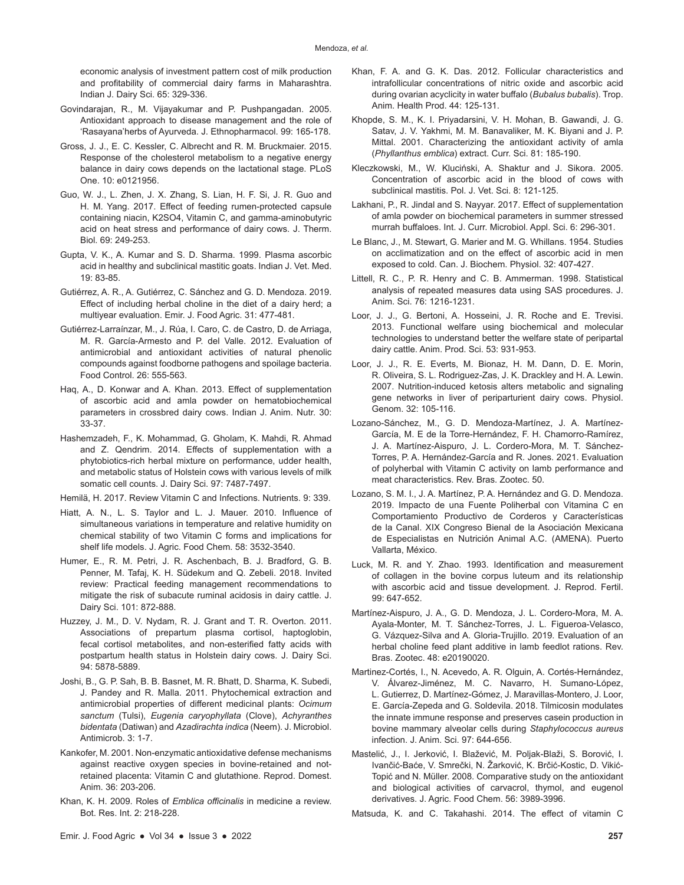economic analysis of investment pattern cost of milk production and profitability of commercial dairy farms in Maharashtra. Indian J. Dairy Sci. 65: 329-336.

Govindarajan, R., M. Vijayakumar and P. Pushpangadan. 2005. Antioxidant approach to disease management and the role of 'Rasayana'herbs of Ayurveda. J. Ethnopharmacol. 99: 165-178.

Gross, J. J., E. C. Kessler, C. Albrecht and R. M. Bruckmaier. 2015. Response of the cholesterol metabolism to a negative energy balance in dairy cows depends on the lactational stage. PLoS One. 10: e0121956.

Guo, W. J., L. Zhen, J. X. Zhang, S. Lian, H. F. Si, J. R. Guo and H. M. Yang. 2017. Effect of feeding rumen-protected capsule containing niacin, K2SO4, Vitamin C, and gamma-aminobutyric acid on heat stress and performance of dairy cows. J. Therm. Biol. 69: 249-253.

Gupta, V. K., A. Kumar and S. D. Sharma. 1999. Plasma ascorbic acid in healthy and subclinical mastitic goats. Indian J. Vet. Med. 19: 83-85.

Gutiérrez, A. R., A. Gutiérrez, C. Sánchez and G. D. Mendoza. 2019. Effect of including herbal choline in the diet of a dairy herd; a multiyear evaluation. Emir. J. Food Agric. 31: 477-481.

Gutiérrez-Larraínzar, M., J. Rúa, I. Caro, C. de Castro, D. de Arriaga, M. R. García-Armesto and P. del Valle. 2012. Evaluation of antimicrobial and antioxidant activities of natural phenolic compounds against foodborne pathogens and spoilage bacteria. Food Control. 26: 555-563.

Haq, A., D. Konwar and A. Khan. 2013. Effect of supplementation of ascorbic acid and amla powder on hematobiochemical parameters in crossbred dairy cows. Indian J. Anim. Nutr. 30: 33-37.

Hashemzadeh, F., K. Mohammad, G. Gholam, K. Mahdi, R. Ahmad and Z. Qendrim. 2014. Effects of supplementation with a phytobiotics-rich herbal mixture on performance, udder health, and metabolic status of Holstein cows with various levels of milk somatic cell counts. J. Dairy Sci. 97: 7487-7497.

Hemilä, H. 2017. Review Vitamin C and Infections. Nutrients. 9: 339.

Hiatt, A. N., L. S. Taylor and L. J. Mauer. 2010. Influence of simultaneous variations in temperature and relative humidity on chemical stability of two Vitamin C forms and implications for shelf life models. J. Agric. Food Chem. 58: 3532-3540.

Humer, E., R. M. Petri, J. R. Aschenbach, B. J. Bradford, G. B. Penner, M. Tafaj, K. H. Südekum and Q. Zebeli. 2018. Invited review: Practical feeding management recommendations to mitigate the risk of subacute ruminal acidosis in dairy cattle. J. Dairy Sci. 101: 872-888.

Huzzey, J. M., D. V. Nydam, R. J. Grant and T. R. Overton. 2011. Associations of prepartum plasma cortisol, haptoglobin, fecal cortisol metabolites, and non-esterified fatty acids with postpartum health status in Holstein dairy cows. J. Dairy Sci. 94: 5878-5889.

Joshi, B., G. P. Sah, B. B. Basnet, M. R. Bhatt, D. Sharma, K. Subedi, J. Pandey and R. Malla. 2011. Phytochemical extraction and antimicrobial properties of different medicinal plants: *Ocimum sanctum* (Tulsi), *Eugenia caryophyllata* (Clove), *Achyranthes bidentata* (Datiwan) and *Azadirachta indica* (Neem). J. Microbiol. Antimicrob. 3: 1-7.

Kankofer, M. 2001. Non-enzymatic antioxidative defense mechanisms against reactive oxygen species in bovine-retained and not-retained placenta: Vitamin C and glutathione. Reprod. Domest. Anim. 36: 203-206.

Khan, K. H. 2009. Roles of *Emblica officinalis* in medicine a review. Bot. Res. Int. 2: 218-228.

Khan, F. A. and G. K. Das. 2012. Follicular characteristics and intrafollicular concentrations of nitric oxide and ascorbic acid during ovarian acyclicity in water buffalo (*Bubalus bubalis*). Trop. Anim. Health Prod. 44: 125-131.

Khopde, S. M., K. I. Priyadarsini, V. H. Mohan, B. Gawandi, J. G. Satav, J. V. Yakhmi, M. M. Banavaliker, M. K. Biyani and J. P. Mittal. 2001. Characterizing the antioxidant activity of amla (*Phyllanthus emblica*) extract. Curr. Sci. 81: 185-190.

Kleczkowski, M., W. Kluciński, A. Shaktur and J. Sikora. 2005. Concentration of ascorbic acid in the blood of cows with subclinical mastitis. Pol. J. Vet. Sci. 8: 121-125.

Lakhani, P., R. Jindal and S. Nayyar. 2017. Effect of supplementation of amla powder on biochemical parameters in summer stressed murrah buffaloes. Int. J. Curr. Microbiol. Appl. Sci. 6: 296-301.

Le Blanc, J., M. Stewart, G. Marier and M. G. Whillans. 1954. Studies on acclimatization and on the effect of ascorbic acid in men exposed to cold. Can. J. Biochem. Physiol. 32: 407-427.

Littell, R. C., P. R. Henry and C. B. Ammerman. 1998. Statistical analysis of repeated measures data using SAS procedures. J. Anim. Sci. 76: 1216-1231.

Loor, J. J., G. Bertoni, A. Hosseini, J. R. Roche and E. Trevisi. 2013. Functional welfare using biochemical and molecular technologies to understand better the welfare state of peripartal dairy cattle. Anim. Prod. Sci. 53: 931-953.

Loor, J. J., R. E. Everts, M. Bionaz, H. M. Dann, D. E. Morin, R. Oliveira, S. L. Rodriguez-Zas, J. K. Drackley and H. A. Lewin. 2007. Nutrition-induced ketosis alters metabolic and signaling gene networks in liver of periparturient dairy cows. Physiol. Genom. 32: 105-116.

Lozano-Sánchez, M., G. D. Mendoza-Martínez, J. A. Martínez-García, M. E de la Torre-Hernández, F. H. Chamorro-Ramírez, J. A. Martínez-Aispuro, J. L. Cordero-Mora, M. T. Sánchez-Torres, P. A. Hernández-García and R. Jones. 2021. Evaluation of polyherbal with Vitamin C activity on lamb performance and meat characteristics. Rev. Bras. Zootec. 50.

Lozano, S. M. I., J. A. Martínez, P. A. Hernández and G. D. Mendoza. 2019. Impacto de una Fuente Poliherbal con Vitamina C en Comportamiento Productivo de Corderos y Características de la Canal. XIX Congreso Bienal de la Asociación Mexicana de Especialistas en Nutrición Animal A.C. (AMENA). Puerto Vallarta, México.

Luck, M. R. and Y. Zhao. 1993. Identification and measurement of collagen in the bovine corpus luteum and its relationship with ascorbic acid and tissue development. J. Reprod. Fertil. 99: 647-652.

Martínez-Aispuro, J. A., G. D. Mendoza, J. L. Cordero-Mora, M. A. Ayala-Monter, M. T. Sánchez-Torres, J. L. Figueroa-Velasco, G. Vázquez-Silva and A. Gloria-Trujillo. 2019. Evaluation of an herbal choline feed plant additive in lamb feedlot rations. Rev. Bras. Zootec. 48: e20190020.

Martinez-Cortés, I., N. Acevedo, A. R. Olguin, A. Cortés-Hernández, V. Álvarez-Jiménez, M. C. Navarro, H. Sumano-López, L. Gutierrez, D. Martínez-Gómez, J. Maravillas-Montero, J. Loor, E. García-Zepeda and G. Soldevila. 2018. Tilmicosin modulates the innate immune response and preserves casein production in bovine mammary alveolar cells during *Staphylococcus aureus* infection. J. Anim. Sci. 97: 644-656.

Mastelić, J., I. Jerković, I. Blažević, M. Poljak-Blaži, S. Borović, I. Ivančić-Baće, V. Smrečki, N. Žarković, K. Brčić-Kostic, D. Vikić-Topić and N. Müller. 2008. Comparative study on the antioxidant and biological activities of carvacrol, thymol, and eugenol derivatives. J. Agric. Food Chem. 56: 3989-3996.

Matsuda, K. and C. Takahashi. 2014. The effect of vitamin C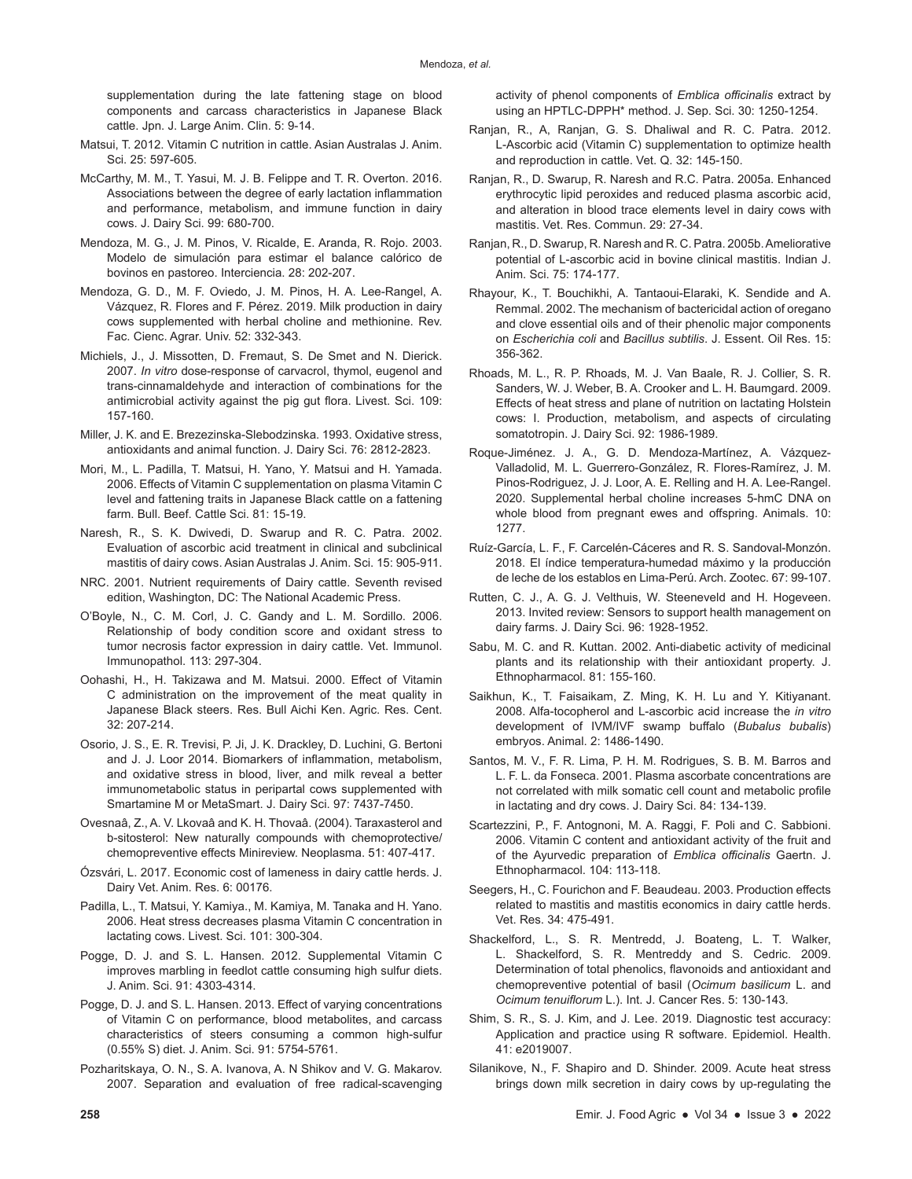supplementation during the late fattening stage on blood components and carcass characteristics in Japanese Black cattle. Jpn. J. Large Anim. Clin. 5: 9-14.

Matsui, T. 2012. Vitamin C nutrition in cattle. Asian Australas J. Anim. Sci. 25: 597-605.

McCarthy, M. M., T. Yasui, M. J. B. Felippe and T. R. Overton. 2016. Associations between the degree of early lactation inflammation and performance, metabolism, and immune function in dairy cows. J. Dairy Sci. 99: 680-700.

Mendoza, M. G., J. M. Pinos, V. Ricalde, E. Aranda, R. Rojo. 2003. Modelo de simulación para estimar el balance calórico de bovinos en pastoreo. Interciencia. 28: 202-207.

Mendoza, G. D., M. F. Oviedo, J. M. Pinos, H. A. Lee-Rangel, A. Vázquez, R. Flores and F. Pérez. 2019. Milk production in dairy cows supplemented with herbal choline and methionine. Rev. Fac. Cienc. Agrar. Univ. 52: 332-343.

Michiels, J., J. Missotten, D. Fremaut, S. De Smet and N. Dierick. 2007. *In vitro* dose-response of carvacrol, thymol, eugenol and trans-cinnamaldehyde and interaction of combinations for the antimicrobial activity against the pig gut flora. Livest. Sci. 109: 157-160.

Miller, J. K. and E. Brezezinska-Slebodzinska. 1993. Oxidative stress, antioxidants and animal function. J. Dairy Sci. 76: 2812-2823.

Mori, M., L. Padilla, T. Matsui, H. Yano, Y. Matsui and H. Yamada. 2006. Effects of Vitamin C supplementation on plasma Vitamin C level and fattening traits in Japanese Black cattle on a fattening farm. Bull. Beef. Cattle Sci. 81: 15-19.

Naresh, R., S. K. Dwivedi, D. Swarup and R. C. Patra. 2002. Evaluation of ascorbic acid treatment in clinical and subclinical mastitis of dairy cows. Asian Australas J. Anim. Sci. 15: 905-911.

NRC. 2001. Nutrient requirements of Dairy cattle. Seventh revised edition, Washington, DC: The National Academic Press.

O'Boyle, N., C. M. Corl, J. C. Gandy and L. M. Sordillo. 2006. Relationship of body condition score and oxidant stress to tumor necrosis factor expression in dairy cattle. Vet. Immunol. Immunopathol. 113: 297-304.

Oohashi, H., H. Takizawa and M. Matsui. 2000. Effect of Vitamin C administration on the improvement of the meat quality in Japanese Black steers. Res. Bull Aichi Ken. Agric. Res. Cent. 32: 207-214.

Osorio, J. S., E. R. Trevisi, P. Ji, J. K. Drackley, D. Luchini, G. Bertoni and J. J. Loor 2014. Biomarkers of inflammation, metabolism, and oxidative stress in blood, liver, and milk reveal a better immunometabolic status in peripartal cows supplemented with Smartamine M or MetaSmart. J. Dairy Sci. 97: 7437-7450.

Ovesnaâ, Z., A. V. Lkovaâ and K. H. Thovaâ. (2004). Taraxasterol and b-sitosterol: New naturally compounds with chemoprotective/chemopreventive effects Minireview. Neoplasma. 51: 407-417.

Ózsvári, L. 2017. Economic cost of lameness in dairy cattle herds. J. Dairy Vet. Anim. Res. 6: 00176.

Padilla, L., T. Matsui, Y. Kamiya., M. Kamiya, M. Tanaka and H. Yano. 2006. Heat stress decreases plasma Vitamin C concentration in lactating cows. Livest. Sci. 101: 300-304.

Pogge, D. J. and S. L. Hansen. 2012. Supplemental Vitamin C improves marbling in feedlot cattle consuming high sulfur diets. J. Anim. Sci. 91: 4303-4314.

Pogge, D. J. and S. L. Hansen. 2013. Effect of varying concentrations of Vitamin C on performance, blood metabolites, and carcass characteristics of steers consuming a common high-sulfur (0.55% S) diet. J. Anim. Sci. 91: 5754-5761.

Pozharitskaya, O. N., S. A. Ivanova, A. N Shikov and V. G. Makarov. 2007. Separation and evaluation of free radical-scavenging activity of phenol components of *Emblica officinalis* extract by using an HPTLC-DPPH* method. J. Sep. Sci. 30: 1250-1254.

Ranjan, R., A, Ranjan, G. S. Dhaliwal and R. C. Patra. 2012. L-Ascorbic acid (Vitamin C) supplementation to optimize health and reproduction in cattle. Vet. Q. 32: 145-150.

Ranjan, R., D. Swarup, R. Naresh and R.C. Patra. 2005a. Enhanced erythrocytic lipid peroxides and reduced plasma ascorbic acid, and alteration in blood trace elements level in dairy cows with mastitis. Vet. Res. Commun. 29: 27-34.

Ranjan, R., D. Swarup, R. Naresh and R. C. Patra. 2005b. Ameliorative potential of L-ascorbic acid in bovine clinical mastitis. Indian J. Anim. Sci. 75: 174-177.

Rhayour, K., T. Bouchikhi, A. Tantaoui-Elaraki, K. Sendide and A. Remmal. 2002. The mechanism of bactericidal action of oregano and clove essential oils and of their phenolic major components on *Escherichia coli* and *Bacillus subtilis*. J. Essent. Oil Res. 15: 356-362.

Rhoads, M. L., R. P. Rhoads, M. J. Van Baale, R. J. Collier, S. R. Sanders, W. J. Weber, B. A. Crooker and L. H. Baumgard. 2009. Effects of heat stress and plane of nutrition on lactating Holstein cows: I. Production, metabolism, and aspects of circulating somatotropin. J. Dairy Sci. 92: 1986-1989.

Roque-Jiménez. J. A., G. D. Mendoza-Martínez, A. Vázquez-Valladolid, M. L. Guerrero-González, R. Flores-Ramírez, J. M. Pinos-Rodriguez, J. J. Loor, A. E. Relling and H. A. Lee-Rangel. 2020. Supplemental herbal choline increases 5-hmC DNA on whole blood from pregnant ewes and offspring. Animals. 10: 1277.

Ruíz-García, L. F., F. Carcelén-Cáceres and R. S. Sandoval-Monzón. 2018. El índice temperatura-humedad máximo y la producción de leche de los establos en Lima-Perú. Arch. Zootec. 67: 99-107.

Rutten, C. J., A. G. J. Velthuis, W. Steeneveld and H. Hogeveen. 2013. Invited review: Sensors to support health management on dairy farms. J. Dairy Sci. 96: 1928-1952.

Sabu, M. C. and R. Kuttan. 2002. Anti-diabetic activity of medicinal plants and its relationship with their antioxidant property. J. Ethnopharmacol. 81: 155-160.

Saikhun, K., T. Faisaikam, Z. Ming, K. H. Lu and Y. Kitiyanant. 2008. Alfa-tocopherol and L-ascorbic acid increase the *in vitro* development of IVM/IVF swamp buffalo (*Bubalus bubalis*) embryos. Animal. 2: 1486-1490.

Santos, M. V., F. R. Lima, P. H. M. Rodrigues, S. B. M. Barros and L. F. L. da Fonseca. 2001. Plasma ascorbate concentrations are not correlated with milk somatic cell count and metabolic profile in lactating and dry cows. J. Dairy Sci. 84: 134-139.

Scartezzini, P., F. Antognoni, M. A. Raggi, F. Poli and C. Sabbioni. 2006. Vitamin C content and antioxidant activity of the fruit and of the Ayurvedic preparation of *Emblica officinalis* Gaertn. J. Ethnopharmacol. 104: 113-118.

Seegers, H., C. Fourichon and F. Beaudeau. 2003. Production effects related to mastitis and mastitis economics in dairy cattle herds. Vet. Res. 34: 475-491.

Shackelford, L., S. R. Mentredd, J. Boateng, L. T. Walker, L. Shackelford, S. R. Mentreddy and S. Cedric. 2009. Determination of total phenolics, flavonoids and antioxidant and chemopreventive potential of basil (*Ocimum basilicum* L. and *Ocimum tenuiflorum* L.). Int. J. Cancer Res. 5: 130-143.

Shim, S. R., S. J. Kim, and J. Lee. 2019. Diagnostic test accuracy: Application and practice using R software. Epidemiol. Health. 41: e2019007.

Silanikove, N., F. Shapiro and D. Shinder. 2009. Acute heat stress brings down milk secretion in dairy cows by up-regulating the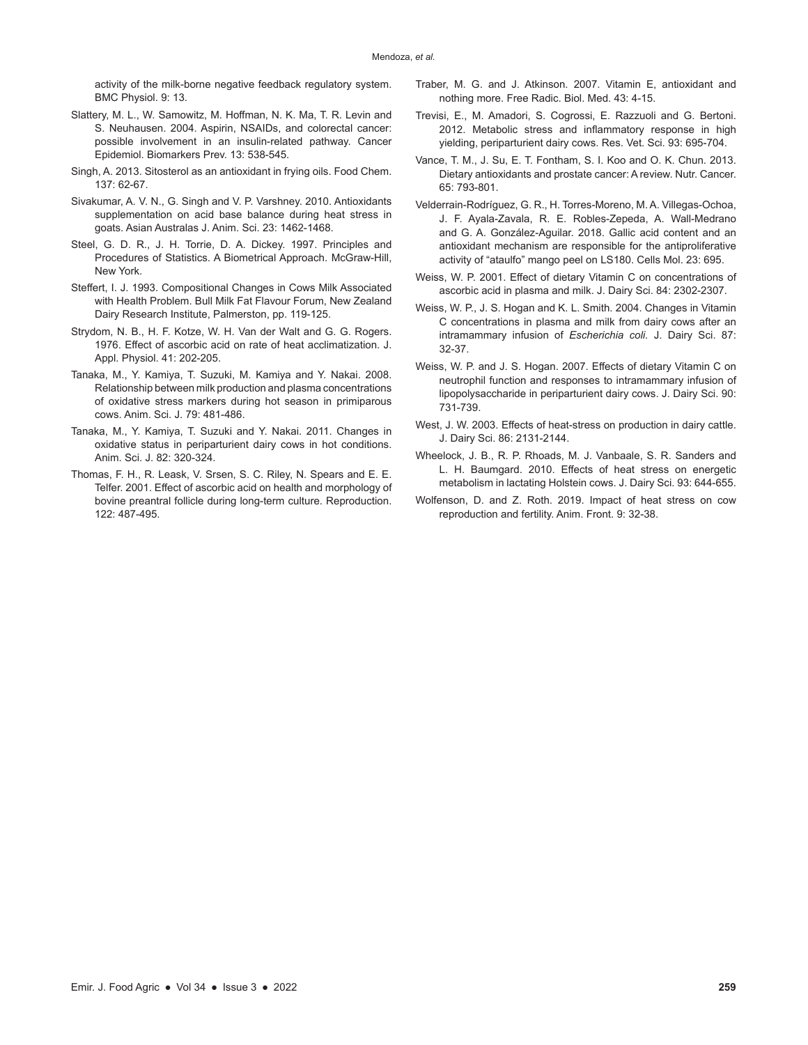activity of the milk-borne negative feedback regulatory system. BMC Physiol. 9: 13.

Slattery, M. L., W. Samowitz, M. Hoffman, N. K. Ma, T. R. Levin and S. Neuhausen. 2004. Aspirin, NSAIDs, and colorectal cancer: possible involvement in an insulin-related pathway. Cancer Epidemiol. Biomarkers Prev. 13: 538-545.

Singh, A. 2013. Sitosterol as an antioxidant in frying oils. Food Chem. 137: 62-67.

Sivakumar, A. V. N., G. Singh and V. P. Varshney. 2010. Antioxidants supplementation on acid base balance during heat stress in goats. Asian Australas J. Anim. Sci. 23: 1462-1468.

Steel, G. D. R., J. H. Torrie, D. A. Dickey. 1997. Principles and Procedures of Statistics. A Biometrical Approach. McGraw-Hill, New York.

Steffert, I. J. 1993. Compositional Changes in Cows Milk Associated with Health Problem. Bull Milk Fat Flavour Forum, New Zealand Dairy Research Institute, Palmerston, pp. 119-125.

Strydom, N. B., H. F. Kotze, W. H. Van der Walt and G. G. Rogers. 1976. Effect of ascorbic acid on rate of heat acclimatization. J. Appl. Physiol. 41: 202-205.

Tanaka, M., Y. Kamiya, T. Suzuki, M. Kamiya and Y. Nakai. 2008. Relationship between milk production and plasma concentrations of oxidative stress markers during hot season in primiparous cows. Anim. Sci. J. 79: 481-486.

Tanaka, M., Y. Kamiya, T. Suzuki and Y. Nakai. 2011. Changes in oxidative status in periparturient dairy cows in hot conditions. Anim. Sci. J. 82: 320-324.

Thomas, F. H., R. Leask, V. Srsen, S. C. Riley, N. Spears and E. E. Telfer. 2001. Effect of ascorbic acid on health and morphology of bovine preantral follicle during long-term culture. Reproduction. 122: 487-495.

Traber, M. G. and J. Atkinson. 2007. Vitamin E, antioxidant and nothing more. Free Radic. Biol. Med. 43: 4-15.

Trevisi, E., M. Amadori, S. Cogrossi, E. Razzuoli and G. Bertoni. 2012. Metabolic stress and inflammatory response in high yielding, periparturient dairy cows. Res. Vet. Sci. 93: 695-704.

Vance, T. M., J. Su, E. T. Fontham, S. I. Koo and O. K. Chun. 2013. Dietary antioxidants and prostate cancer: A review. Nutr. Cancer. 65: 793-801.

Velderrain-Rodríguez, G. R., H. Torres-Moreno, M. A. Villegas-Ochoa, J. F. Ayala-Zavala, R. E. Robles-Zepeda, A. Wall-Medrano and G. A. González-Aguilar. 2018. Gallic acid content and an antioxidant mechanism are responsible for the antiproliferative activity of "ataulfo" mango peel on LS180. Cells Mol. 23: 695.

Weiss, W. P. 2001. Effect of dietary Vitamin C on concentrations of ascorbic acid in plasma and milk. J. Dairy Sci. 84: 2302-2307.

Weiss, W. P., J. S. Hogan and K. L. Smith. 2004. Changes in Vitamin C concentrations in plasma and milk from dairy cows after an intramammary infusion of *Escherichia coli*. J. Dairy Sci. 87: 32-37.

Weiss, W. P. and J. S. Hogan. 2007. Effects of dietary Vitamin C on neutrophil function and responses to intramammary infusion of lipopolysaccharide in periparturient dairy cows. J. Dairy Sci. 90: 731-739.

West, J. W. 2003. Effects of heat-stress on production in dairy cattle. J. Dairy Sci. 86: 2131-2144.

Wheelock, J. B., R. P. Rhoads, M. J. Vanbaale, S. R. Sanders and L. H. Baumgard. 2010. Effects of heat stress on energetic metabolism in lactating Holstein cows. J. Dairy Sci. 93: 644-655.

Wolfenson, D. and Z. Roth. 2019. Impact of heat stress on cow reproduction and fertility. Anim. Front. 9: 32-38.